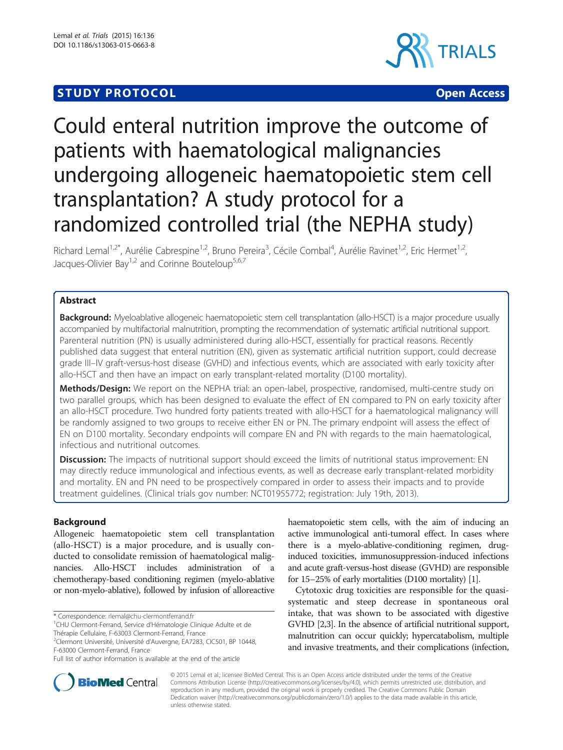**STUDY PROTOCOL** **Open Access**

# Could enteral nutrition improve the outcome of patients with haematological malignancies undergoing allogeneic haematopoietic stem cell transplantation? A study protocol for a randomized controlled trial (the NEPHA study)

Richard Lemal[1,2*], Aurélie Cabrespine[1,2], Bruno Pereira[3], Cécile Combal[4], Aurélie Ravinet[1,2], Eric Hermet[1,2], Jacques-Olivier Bay[1,2] and Corinne Bouteloup[5,6,7]

## Abstract

**Background:** Myeloablative allogeneic haematopoietic stem cell transplantation (allo-HSCT) is a major procedure usually accompanied by multifactorial malnutrition, prompting the recommendation of systematic artificial nutritional support. Parenteral nutrition (PN) is usually administered during allo-HSCT, essentially for practical reasons. Recently published data suggest that enteral nutrition (EN), given as systematic artificial nutrition support, could decrease grade III–IV graft-versus-host disease (GVHD) and infectious events, which are associated with early toxicity after allo-HSCT and then have an impact on early transplant-related mortality (D100 mortality).

**Methods/Design:** We report on the NEPHA trial: an open-label, prospective, randomised, multi-centre study on two parallel groups, which has been designed to evaluate the effect of EN compared to PN on early toxicity after an allo-HSCT procedure. Two hundred forty patients treated with allo-HSCT for a haematological malignancy will be randomly assigned to two groups to receive either EN or PN. The primary endpoint will assess the effect of EN on D100 mortality. Secondary endpoints will compare EN and PN with regards to the main haematological, infectious and nutritional outcomes.

**Discussion:** The impacts of nutritional support should exceed the limits of nutritional status improvement: EN may directly reduce immunological and infectious events, as well as decrease early transplant-related morbidity and mortality. EN and PN need to be prospectively compared in order to assess their impacts and to provide treatment guidelines. (Clinical trials gov number: NCT01955772; registration: July 19th, 2013).

## Background

Allogeneic haematopoietic stem cell transplantation (allo-HSCT) is a major procedure, and is usually conducted to consolidate remission of haematological malignancies. Allo-HSCT includes administration of a chemotherapy-based conditioning regimen (myelo-ablative or non-myelo-ablative), followed by infusion of alloreactive haematopoietic stem cells, with the aim of inducing an active immunological anti-tumoral effect. In cases where there is a myelo-ablative-conditioning regimen, drug-induced toxicities, immunosuppression-induced infections and acute graft-versus-host disease (GVHD) are responsible for 15–25% of early mortalities (D100 mortality) [1].

Cytotoxic drug toxicities are responsible for the quasi-systematic and steep decrease in spontaneous oral intake, that was shown to be associated with digestive GVHD [2,3]. In the absence of artificial nutritional support, malnutrition can occur quickly; hypercatabolism, multiple and invasive treatments, and their complications (infection,

\* Correspondence: rlemal@chu-clermontferrand.fr
[1]CHU Clermont-Ferrand, Service d'Hématologie Clinique Adulte et de Thérapie Cellulaire, F-63003 Clermont-Ferrand, France
[2]Clermont Université, Université d'Auvergne, EA7283, CIC501, BP 10448, F-63000 Clermont-Ferrand, France
Full list of author information is available at the end of the article

© 2015 Lemal et al.; licensee BioMed Central. This is an Open Access article distributed under the terms of the Creative Commons Attribution License (http://creativecommons.org/licenses/by/4.0), which permits unrestricted use, distribution, and reproduction in any medium, provided the original work is properly credited. The Creative Commons Public Domain Dedication waiver (http://creativecommons.org/publicdomain/zero/1.0/) applies to the data made available in this article, unless otherwise stated.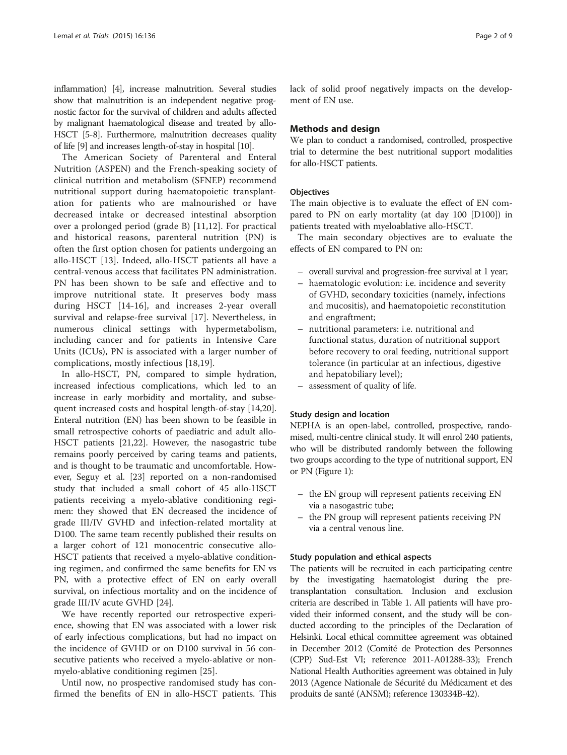inflammation) [4], increase malnutrition. Several studies show that malnutrition is an independent negative prognostic factor for the survival of children and adults affected by malignant haematological disease and treated by allo-HSCT [5-8]. Furthermore, malnutrition decreases quality of life [9] and increases length-of-stay in hospital [10].

The American Society of Parenteral and Enteral Nutrition (ASPEN) and the French-speaking society of clinical nutrition and metabolism (SFNEP) recommend nutritional support during haematopoietic transplantation for patients who are malnourished or have decreased intake or decreased intestinal absorption over a prolonged period (grade B) [11,12]. For practical and historical reasons, parenteral nutrition (PN) is often the first option chosen for patients undergoing an allo-HSCT [13]. Indeed, allo-HSCT patients all have a central-venous access that facilitates PN administration. PN has been shown to be safe and effective and to improve nutritional state. It preserves body mass during HSCT [14-16], and increases 2-year overall survival and relapse-free survival [17]. Nevertheless, in numerous clinical settings with hypermetabolism, including cancer and for patients in Intensive Care Units (ICUs), PN is associated with a larger number of complications, mostly infectious [18,19].

In allo-HSCT, PN, compared to simple hydration, increased infectious complications, which led to an increase in early morbidity and mortality, and subsequent increased costs and hospital length-of-stay [14,20]. Enteral nutrition (EN) has been shown to be feasible in small retrospective cohorts of paediatric and adult allo-HSCT patients [21,22]. However, the nasogastric tube remains poorly perceived by caring teams and patients, and is thought to be traumatic and uncomfortable. However, Seguy et al. [23] reported on a non-randomised study that included a small cohort of 45 allo-HSCT patients receiving a myelo-ablative conditioning regimen: they showed that EN decreased the incidence of grade III/IV GVHD and infection-related mortality at D100. The same team recently published their results on a larger cohort of 121 monocentric consecutive allo-HSCT patients that received a myelo-ablative conditioning regimen, and confirmed the same benefits for EN vs PN, with a protective effect of EN on early overall survival, on infectious mortality and on the incidence of grade III/IV acute GVHD [24].

We have recently reported our retrospective experience, showing that EN was associated with a lower risk of early infectious complications, but had no impact on the incidence of GVHD or on D100 survival in 56 consecutive patients who received a myelo-ablative or non-myelo-ablative conditioning regimen [25].

Until now, no prospective randomised study has confirmed the benefits of EN in allo-HSCT patients. This lack of solid proof negatively impacts on the development of EN use.

## Methods and design

We plan to conduct a randomised, controlled, prospective trial to determine the best nutritional support modalities for allo-HSCT patients.

### Objectives

The main objective is to evaluate the effect of EN compared to PN on early mortality (at day 100 [D100]) in patients treated with myeloablative allo-HSCT.

The main secondary objectives are to evaluate the effects of EN compared to PN on:

- overall survival and progression-free survival at 1 year;
- haematologic evolution: i.e. incidence and severity of GVHD, secondary toxicities (namely, infections and mucositis), and haematopoietic reconstitution and engraftment;
- nutritional parameters: i.e. nutritional and functional status, duration of nutritional support before recovery to oral feeding, nutritional support tolerance (in particular at an infectious, digestive and hepatobiliary level);
- assessment of quality of life.

### Study design and location

NEPHA is an open-label, controlled, prospective, randomised, multi-centre clinical study. It will enrol 240 patients, who will be distributed randomly between the following two groups according to the type of nutritional support, EN or PN (Figure 1):

- the EN group will represent patients receiving EN via a nasogastric tube;
- the PN group will represent patients receiving PN via a central venous line.

### Study population and ethical aspects

The patients will be recruited in each participating centre by the investigating haematologist during the pre-transplantation consultation. Inclusion and exclusion criteria are described in Table 1. All patients will have provided their informed consent, and the study will be conducted according to the principles of the Declaration of Helsinki. Local ethical committee agreement was obtained in December 2012 (Comité de Protection des Personnes (CPP) Sud-Est VI; reference 2011-A01288-33); French National Health Authorities agreement was obtained in July 2013 (Agence Nationale de Sécurité du Médicament et des produits de santé (ANSM); reference 130334B-42).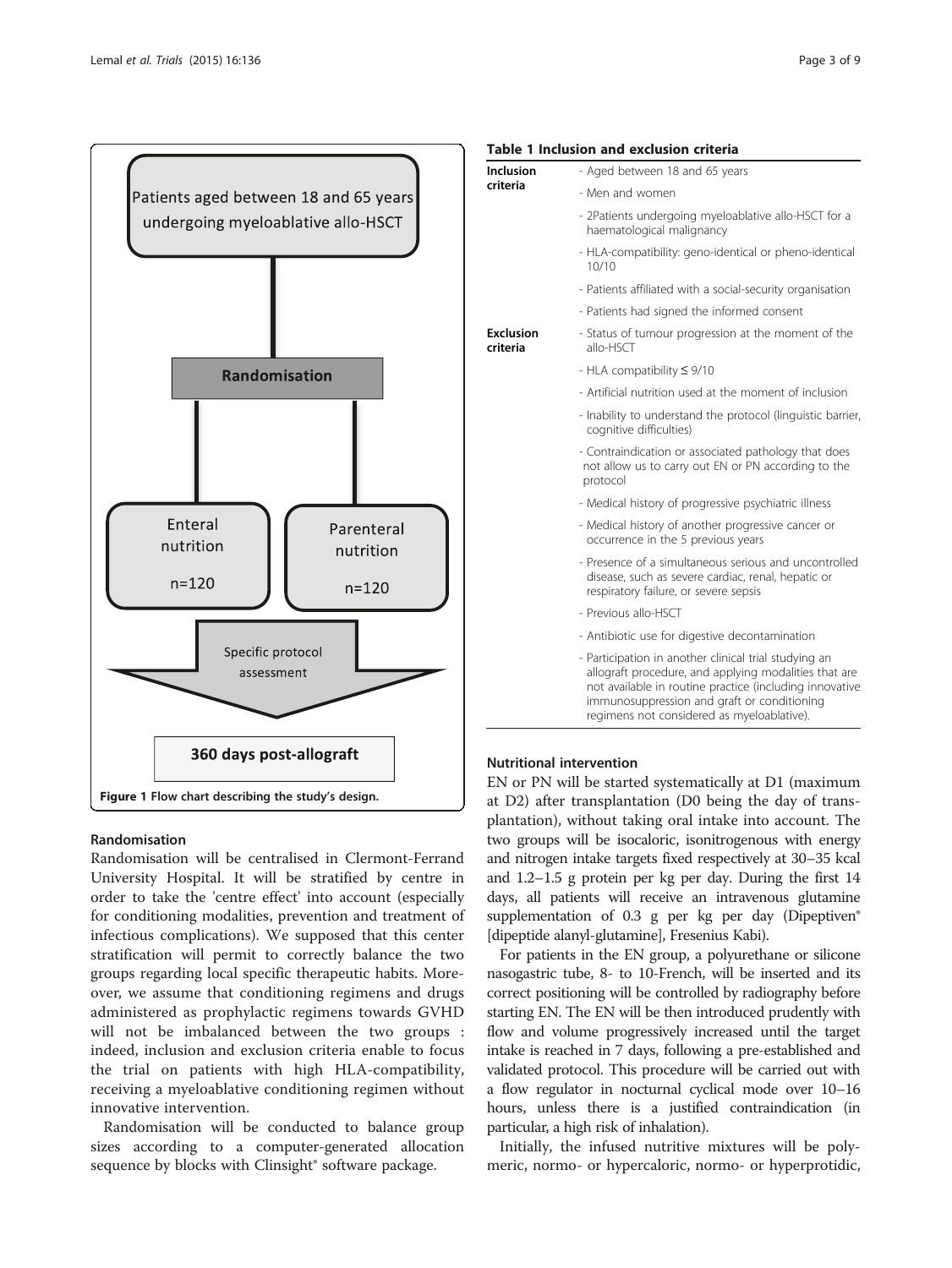Patients aged between 18 and 65 years undergoing myeloablative allo-HSCT

Randomisation

Enteral nutrition n=120

Parenteral nutrition n=120

Specific protocol assessment

360 days post-allograft

**Figure 1** Flow chart describing the study's design.

#### Randomisation

Randomisation will be centralised in Clermont-Ferrand University Hospital. It will be stratified by centre in order to take the 'centre effect' into account (especially for conditioning modalities, prevention and treatment of infectious complications). We supposed that this center stratification will permit to correctly balance the two groups regarding local specific therapeutic habits. Moreover, we assume that conditioning regimens and drugs administered as prophylactic regimens towards GVHD will not be imbalanced between the two groups : indeed, inclusion and exclusion criteria enable to focus the trial on patients with high HLA-compatibility, receiving a myeloablative conditioning regimen without innovative intervention.

Randomisation will be conducted to balance group sizes according to a computer-generated allocation sequence by blocks with Clinsight® software package.

**Table 1 Inclusion and exclusion criteria**

| | |
|---|---|
| **Inclusion criteria** | - Aged between 18 and 65 years |
| | - Men and women |
| | - 2Patients undergoing myeloablative allo-HSCT for a haematological malignancy |
| | - HLA-compatibility: geno-identical or pheno-identical 10/10 |
| | - Patients affiliated with a social-security organisation |
| | - Patients had signed the informed consent |
| **Exclusion criteria** | - Status of tumour progression at the moment of the allo-HSCT |
| | - HLA compatibility ≤ 9/10 |
| | - Artificial nutrition used at the moment of inclusion |
| | - Inability to understand the protocol (linguistic barrier, cognitive difficulties) |
| | - Contraindication or associated pathology that does not allow us to carry out EN or PN according to the protocol |
| | - Medical history of progressive psychiatric illness |
| | - Medical history of another progressive cancer or occurrence in the 5 previous years |
| | - Presence of a simultaneous serious and uncontrolled disease, such as severe cardiac, renal, hepatic or respiratory failure, or severe sepsis |
| | - Previous allo-HSCT |
| | - Antibiotic use for digestive decontamination |
| | - Participation in another clinical trial studying an allograft procedure, and applying modalities that are not available in routine practice (including innovative immunosuppression and graft or conditioning regimens not considered as myeloablative). |

#### Nutritional intervention

EN or PN will be started systematically at D1 (maximum at D2) after transplantation (D0 being the day of transplantation), without taking oral intake into account. The two groups will be isocaloric, isonitrogenous with energy and nitrogen intake targets fixed respectively at 30–35 kcal and 1.2–1.5 g protein per kg per day. During the first 14 days, all patients will receive an intravenous glutamine supplementation of 0.3 g per kg per day (Dipeptiven® [dipeptide alanyl-glutamine], Fresenius Kabi).

For patients in the EN group, a polyurethane or silicone nasogastric tube, 8- to 10-French, will be inserted and its correct positioning will be controlled by radiography before starting EN. The EN will be then introduced prudently with flow and volume progressively increased until the target intake is reached in 7 days, following a pre-established and validated protocol. This procedure will be carried out with a flow regulator in nocturnal cyclical mode over 10–16 hours, unless there is a justified contraindication (in particular, a high risk of inhalation).

Initially, the infused nutritive mixtures will be polymeric, normo- or hypercaloric, normo- or hyperprotidic,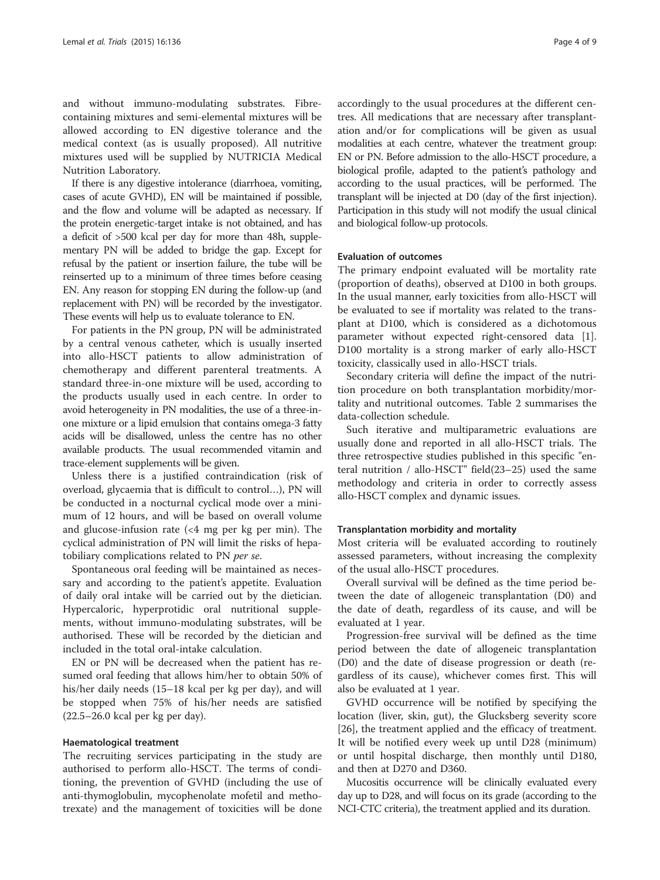and without immuno-modulating substrates. Fibre-containing mixtures and semi-elemental mixtures will be allowed according to EN digestive tolerance and the medical context (as is usually proposed). All nutritive mixtures used will be supplied by NUTRICIA Medical Nutrition Laboratory.

If there is any digestive intolerance (diarrhoea, vomiting, cases of acute GVHD), EN will be maintained if possible, and the flow and volume will be adapted as necessary. If the protein energetic-target intake is not obtained, and has a deficit of >500 kcal per day for more than 48h, supplementary PN will be added to bridge the gap. Except for refusal by the patient or insertion failure, the tube will be reinserted up to a minimum of three times before ceasing EN. Any reason for stopping EN during the follow-up (and replacement with PN) will be recorded by the investigator. These events will help us to evaluate tolerance to EN.

For patients in the PN group, PN will be administrated by a central venous catheter, which is usually inserted into allo-HSCT patients to allow administration of chemotherapy and different parenteral treatments. A standard three-in-one mixture will be used, according to the products usually used in each centre. In order to avoid heterogeneity in PN modalities, the use of a three-in-one mixture or a lipid emulsion that contains omega-3 fatty acids will be disallowed, unless the centre has no other available products. The usual recommended vitamin and trace-element supplements will be given.

Unless there is a justified contraindication (risk of overload, glycaemia that is difficult to control…), PN will be conducted in a nocturnal cyclical mode over a minimum of 12 hours, and will be based on overall volume and glucose-infusion rate (<4 mg per kg per min). The cyclical administration of PN will limit the risks of hepatobiliary complications related to PN *per se*.

Spontaneous oral feeding will be maintained as necessary and according to the patient's appetite. Evaluation of daily oral intake will be carried out by the dietician. Hypercaloric, hyperprotidic oral nutritional supplements, without immuno-modulating substrates, will be authorised. These will be recorded by the dietician and included in the total oral-intake calculation.

EN or PN will be decreased when the patient has resumed oral feeding that allows him/her to obtain 50% of his/her daily needs (15–18 kcal per kg per day), and will be stopped when 75% of his/her needs are satisfied (22.5–26.0 kcal per kg per day).

#### Haematological treatment

The recruiting services participating in the study are authorised to perform allo-HSCT. The terms of conditioning, the prevention of GVHD (including the use of anti-thymoglobulin, mycophenolate mofetil and methotrexate) and the management of toxicities will be done accordingly to the usual procedures at the different centres. All medications that are necessary after transplantation and/or for complications will be given as usual modalities at each centre, whatever the treatment group: EN or PN. Before admission to the allo-HSCT procedure, a biological profile, adapted to the patient's pathology and according to the usual practices, will be performed. The transplant will be injected at D0 (day of the first injection). Participation in this study will not modify the usual clinical and biological follow-up protocols.

#### Evaluation of outcomes

The primary endpoint evaluated will be mortality rate (proportion of deaths), observed at D100 in both groups. In the usual manner, early toxicities from allo-HSCT will be evaluated to see if mortality was related to the transplant at D100, which is considered as a dichotomous parameter without expected right-censored data [1]. D100 mortality is a strong marker of early allo-HSCT toxicity, classically used in allo-HSCT trials.

Secondary criteria will define the impact of the nutrition procedure on both transplantation morbidity/mortality and nutritional outcomes. Table 2 summarises the data-collection schedule.

Such iterative and multiparametric evaluations are usually done and reported in all allo-HSCT trials. The three retrospective studies published in this specific "enteral nutrition / allo-HSCT" field(23–25) used the same methodology and criteria in order to correctly assess allo-HSCT complex and dynamic issues.

#### Transplantation morbidity and mortality

Most criteria will be evaluated according to routinely assessed parameters, without increasing the complexity of the usual allo-HSCT procedures.

Overall survival will be defined as the time period between the date of allogeneic transplantation (D0) and the date of death, regardless of its cause, and will be evaluated at 1 year.

Progression-free survival will be defined as the time period between the date of allogeneic transplantation (D0) and the date of disease progression or death (regardless of its cause), whichever comes first. This will also be evaluated at 1 year.

GVHD occurrence will be notified by specifying the location (liver, skin, gut), the Glucksberg severity score [26], the treatment applied and the efficacy of treatment. It will be notified every week up until D28 (minimum) or until hospital discharge, then monthly until D180, and then at D270 and D360.

Mucositis occurrence will be clinically evaluated every day up to D28, and will focus on its grade (according to the NCI-CTC criteria), the treatment applied and its duration.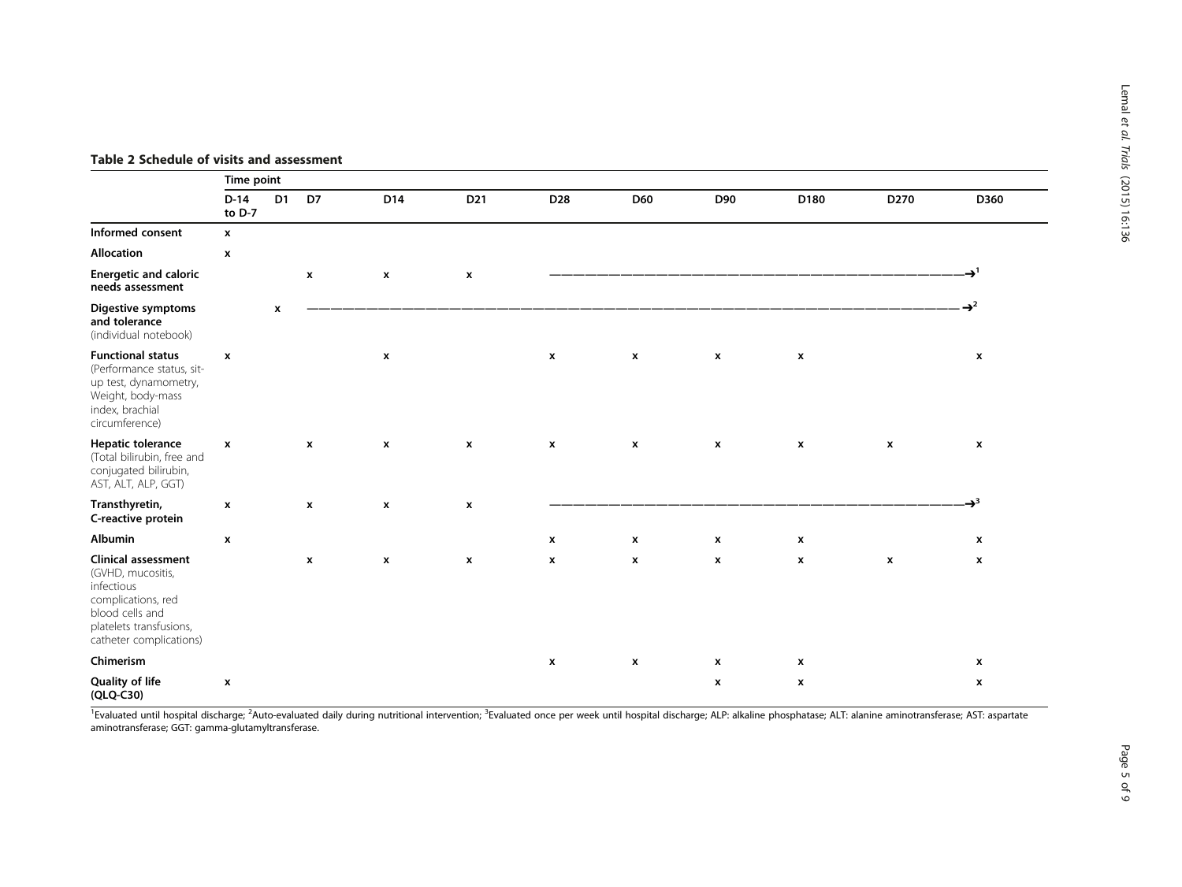**Table 2 Schedule of visits and assessment**

| | Time point | | | | | | | | | | |
|---|---|---|---|---|---|---|---|---|---|---|---|
| | D-14 to D-7 | D1 | D7 | D14 | D21 | D28 | D60 | D90 | D180 | D270 | D360 |
| **Informed consent** | x | | | | | | | | | | |
| **Allocation** | x | | | | | | | | | | |
| **Energetic and caloric needs assessment** | | | x | x | x | ——————————————————→[1] | | | | | |
| **Digestive symptoms and tolerance** (individual notebook) | | x | ——————————————————————————→[2] | | | | | | | | |
| **Functional status** (Performance status, sit-up test, dynamometry, Weight, body-mass index, brachial circumference) | x | | | x | | x | x | x | x | | x |
| **Hepatic tolerance** (Total bilirubin, free and conjugated bilirubin, AST, ALT, ALP, GGT) | x | | x | x | x | x | x | x | x | x | x |
| **Transthyretin, C-reactive protein** | x | | x | x | x | ——————————————————→[3] | | | | | |
| **Albumin** | x | | | | | x | x | x | x | | x |
| **Clinical assessment** (GVHD, mucositis, infectious complications, red blood cells and platelets transfusions, catheter complications) | | | x | x | x | x | x | x | x | x | x |
| **Chimerism** | | | | | | x | x | x | x | | x |
| **Quality of life (QLQ-C30)** | x | | | | | | | x | x | | x |

[1]Evaluated until hospital discharge; [2]Auto-evaluated daily during nutritional intervention; [3]Evaluated once per week until hospital discharge; ALP: alkaline phosphatase; ALT: alanine aminotransferase; AST: aspartate aminotransferase; GGT: gamma-glutamyltransferase.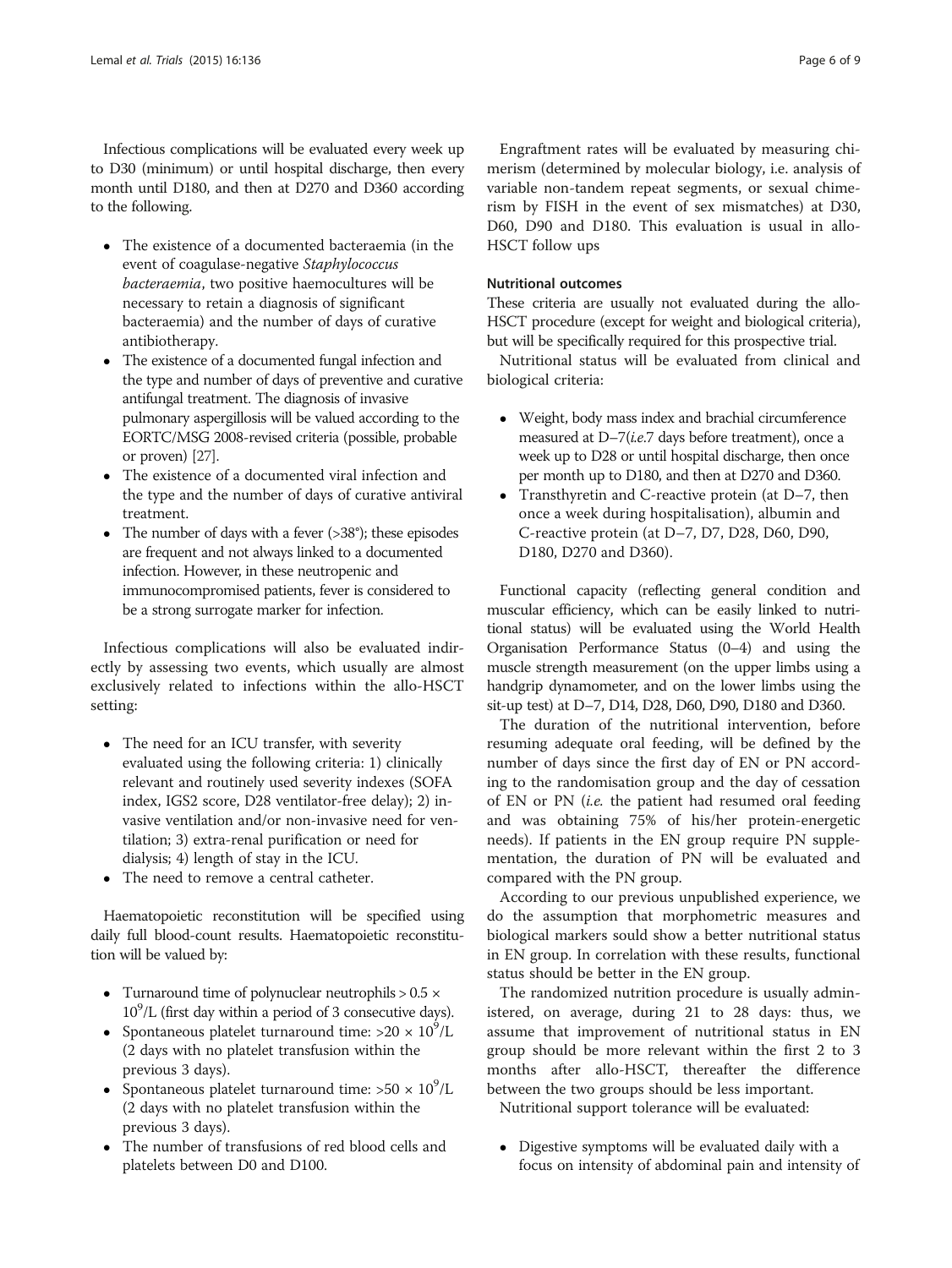Infectious complications will be evaluated every week up to D30 (minimum) or until hospital discharge, then every month until D180, and then at D270 and D360 according to the following.

- The existence of a documented bacteraemia (in the event of coagulase-negative *Staphylococcus bacteraemia*, two positive haemocultures will be necessary to retain a diagnosis of significant bacteraemia) and the number of days of curative antibiotherapy.
- The existence of a documented fungal infection and the type and number of days of preventive and curative antifungal treatment. The diagnosis of invasive pulmonary aspergillosis will be valued according to the EORTC/MSG 2008-revised criteria (possible, probable or proven) [27].
- The existence of a documented viral infection and the type and the number of days of curative antiviral treatment.
- The number of days with a fever (>38°); these episodes are frequent and not always linked to a documented infection. However, in these neutropenic and immunocompromised patients, fever is considered to be a strong surrogate marker for infection.

Infectious complications will also be evaluated indirectly by assessing two events, which usually are almost exclusively related to infections within the allo-HSCT setting:

- The need for an ICU transfer, with severity evaluated using the following criteria: 1) clinically relevant and routinely used severity indexes (SOFA index, IGS2 score, D28 ventilator-free delay); 2) invasive ventilation and/or non-invasive need for ventilation; 3) extra-renal purification or need for dialysis; 4) length of stay in the ICU.
- The need to remove a central catheter.

Haematopoietic reconstitution will be specified using daily full blood-count results. Haematopoietic reconstitution will be valued by:

- Turnaround time of polynuclear neutrophils > $0.5 \times 10^9$/L (first day within a period of 3 consecutive days).
- Spontaneous platelet turnaround time: > $20 \times 10^9$/L (2 days with no platelet transfusion within the previous 3 days).
- Spontaneous platelet turnaround time: > $50 \times 10^9$/L (2 days with no platelet transfusion within the previous 3 days).
- The number of transfusions of red blood cells and platelets between D0 and D100.

Engraftment rates will be evaluated by measuring chimerism (determined by molecular biology, i.e. analysis of variable non-tandem repeat segments, or sexual chimerism by FISH in the event of sex mismatches) at D30, D60, D90 and D180. This evaluation is usual in allo-HSCT follow ups

#### Nutritional outcomes

These criteria are usually not evaluated during the allo-HSCT procedure (except for weight and biological criteria), but will be specifically required for this prospective trial.

Nutritional status will be evaluated from clinical and biological criteria:

- Weight, body mass index and brachial circumference measured at D–7(*i.e.*7 days before treatment), once a week up to D28 or until hospital discharge, then once per month up to D180, and then at D270 and D360.
- Transthyretin and C-reactive protein (at D–7, then once a week during hospitalisation), albumin and C-reactive protein (at D–7, D7, D28, D60, D90, D180, D270 and D360).

Functional capacity (reflecting general condition and muscular efficiency, which can be easily linked to nutritional status) will be evaluated using the World Health Organisation Performance Status (0–4) and using the muscle strength measurement (on the upper limbs using a handgrip dynamometer, and on the lower limbs using the sit-up test) at D–7, D14, D28, D60, D90, D180 and D360.

The duration of the nutritional intervention, before resuming adequate oral feeding, will be defined by the number of days since the first day of EN or PN according to the randomisation group and the day of cessation of EN or PN (*i.e.* the patient had resumed oral feeding and was obtaining 75% of his/her protein-energetic needs). If patients in the EN group require PN supplementation, the duration of PN will be evaluated and compared with the PN group.

According to our previous unpublished experience, we do the assumption that morphometric measures and biological markers sould show a better nutritional status in EN group. In correlation with these results, functional status should be better in the EN group.

The randomized nutrition procedure is usually administered, on average, during 21 to 28 days: thus, we assume that improvement of nutritional status in EN group should be more relevant within the first 2 to 3 months after allo-HSCT, thereafter the difference between the two groups should be less important.

Nutritional support tolerance will be evaluated:

- Digestive symptoms will be evaluated daily with a focus on intensity of abdominal pain and intensity of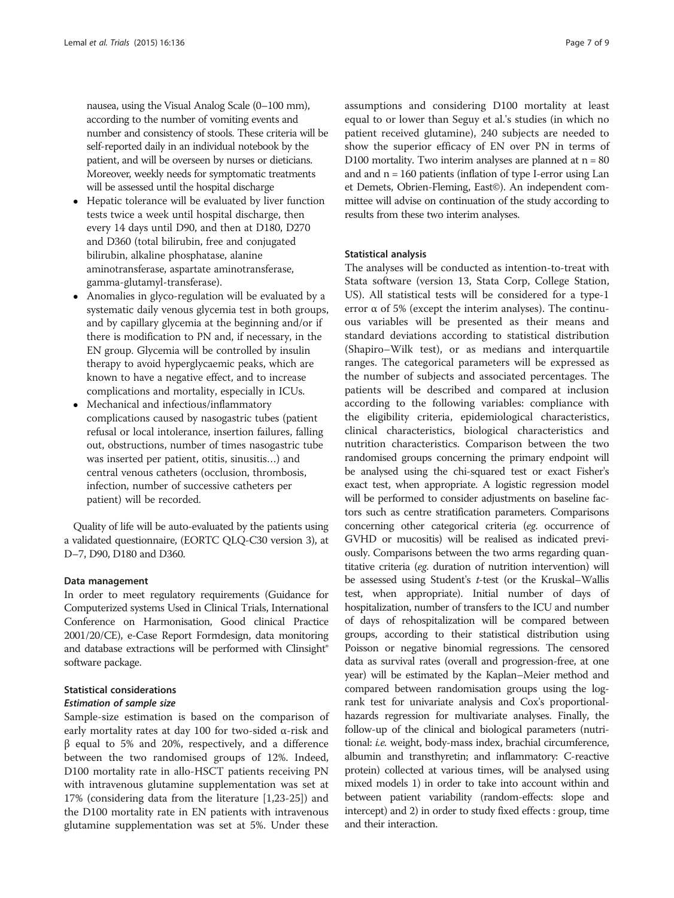nausea, using the Visual Analog Scale (0–100 mm), according to the number of vomiting events and number and consistency of stools. These criteria will be self-reported daily in an individual notebook by the patient, and will be overseen by nurses or dieticians. Moreover, weekly needs for symptomatic treatments will be assessed until the hospital discharge

- Hepatic tolerance will be evaluated by liver function tests twice a week until hospital discharge, then every 14 days until D90, and then at D180, D270 and D360 (total bilirubin, free and conjugated bilirubin, alkaline phosphatase, alanine aminotransferase, aspartate aminotransferase, gamma-glutamyl-transferase).
- Anomalies in glyco-regulation will be evaluated by a systematic daily venous glycemia test in both groups, and by capillary glycemia at the beginning and/or if there is modification to PN and, if necessary, in the EN group. Glycemia will be controlled by insulin therapy to avoid hyperglycaemic peaks, which are known to have a negative effect, and to increase complications and mortality, especially in ICUs.
- Mechanical and infectious/inflammatory complications caused by nasogastric tubes (patient refusal or local intolerance, insertion failures, falling out, obstructions, number of times nasogastric tube was inserted per patient, otitis, sinusitis…) and central venous catheters (occlusion, thrombosis, infection, number of successive catheters per patient) will be recorded.

Quality of life will be auto-evaluated by the patients using a validated questionnaire, (EORTC QLQ-C30 version 3), at D−7, D90, D180 and D360.

### Data management

In order to meet regulatory requirements (Guidance for Computerized systems Used in Clinical Trials, International Conference on Harmonisation, Good clinical Practice 2001/20/CE), e-Case Report Formdesign, data monitoring and database extractions will be performed with Clinsight® software package.

### Statistical considerations

#### *Estimation of sample size*

Sample-size estimation is based on the comparison of early mortality rates at day 100 for two-sided α-risk and β equal to 5% and 20%, respectively, and a difference between the two randomised groups of 12%. Indeed, D100 mortality rate in allo-HSCT patients receiving PN with intravenous glutamine supplementation was set at 17% (considering data from the literature [1,23-25]) and the D100 mortality rate in EN patients with intravenous glutamine supplementation was set at 5%. Under these assumptions and considering D100 mortality at least equal to or lower than Seguy et al.'s studies (in which no patient received glutamine), 240 subjects are needed to show the superior efficacy of EN over PN in terms of D100 mortality. Two interim analyses are planned at n = 80 and and n = 160 patients (inflation of type I-error using Lan et Demets, Obrien-Fleming, East©). An independent committee will advise on continuation of the study according to results from these two interim analyses.

### Statistical analysis

The analyses will be conducted as intention-to-treat with Stata software (version 13, Stata Corp, College Station, US). All statistical tests will be considered for a type-1 error α of 5% (except the interim analyses). The continuous variables will be presented as their means and standard deviations according to statistical distribution (Shapiro–Wilk test), or as medians and interquartile ranges. The categorical parameters will be expressed as the number of subjects and associated percentages. The patients will be described and compared at inclusion according to the following variables: compliance with the eligibility criteria, epidemiological characteristics, clinical characteristics, biological characteristics and nutrition characteristics. Comparison between the two randomised groups concerning the primary endpoint will be analysed using the chi-squared test or exact Fisher's exact test, when appropriate. A logistic regression model will be performed to consider adjustments on baseline factors such as centre stratification parameters. Comparisons concerning other categorical criteria (*eg.* occurrence of GVHD or mucositis) will be realised as indicated previously. Comparisons between the two arms regarding quantitative criteria (*eg.* duration of nutrition intervention) will be assessed using Student's *t*-test (or the Kruskal–Wallis test, when appropriate). Initial number of days of hospitalization, number of transfers to the ICU and number of days of rehospitalization will be compared between groups, according to their statistical distribution using Poisson or negative binomial regressions. The censored data as survival rates (overall and progression-free, at one year) will be estimated by the Kaplan–Meier method and compared between randomisation groups using the log-rank test for univariate analysis and Cox's proportional-hazards regression for multivariate analyses. Finally, the follow-up of the clinical and biological parameters (nutritional: *i.e.* weight, body-mass index, brachial circumference, albumin and transthyretin; and inflammatory: C-reactive protein) collected at various times, will be analysed using mixed models 1) in order to take into account within and between patient variability (random-effects: slope and intercept) and 2) in order to study fixed effects : group, time and their interaction.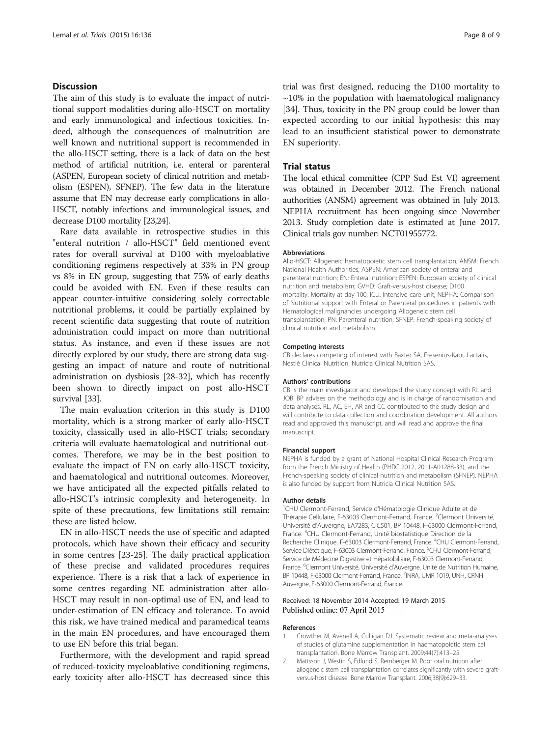## Discussion

The aim of this study is to evaluate the impact of nutritional support modalities during allo-HSCT on mortality and early immunological and infectious toxicities. Indeed, although the consequences of malnutrition are well known and nutritional support is recommended in the allo-HSCT setting, there is a lack of data on the best method of artificial nutrition, i.e. enteral or parenteral (ASPEN, European society of clinical nutrition and metabolism (ESPEN), SFNEP). The few data in the literature assume that EN may decrease early complications in allo-HSCT, notably infections and immunological issues, and decrease D100 mortality [23,24].

Rare data available in retrospective studies in this "enteral nutrition / allo-HSCT" field mentioned event rates for overall survival at D100 with myeloablative conditioning regimens respectively at 33% in PN group vs 8% in EN group, suggesting that 75% of early deaths could be avoided with EN. Even if these results can appear counter-intuitive considering solely correctable nutritional problems, it could be partially explained by recent scientific data suggesting that route of nutrition administration could impact on more than nutritional status. As instance, and even if these issues are not directly explored by our study, there are strong data suggesting an impact of nature and route of nutritional administration on dysbiosis [28-32], which has recently been shown to directly impact on post allo-HSCT survival [33].

The main evaluation criterion in this study is D100 mortality, which is a strong marker of early allo-HSCT toxicity, classically used in allo-HSCT trials; secondary criteria will evaluate haematological and nutritional outcomes. Therefore, we may be in the best position to evaluate the impact of EN on early allo-HSCT toxicity, and haematological and nutritional outcomes. Moreover, we have anticipated all the expected pitfalls related to allo-HSCT's intrinsic complexity and heterogeneity. In spite of these precautions, few limitations still remain: these are listed below.

EN in allo-HSCT needs the use of specific and adapted protocols, which have shown their efficacy and security in some centres [23-25]. The daily practical application of these precise and validated procedures requires experience. There is a risk that a lack of experience in some centres regarding NE administration after allo-HSCT may result in non-optimal use of EN, and lead to under-estimation of EN efficacy and tolerance. To avoid this risk, we have trained medical and paramedical teams in the main EN procedures, and have encouraged them to use EN before this trial began.

Furthermore, with the development and rapid spread of reduced-toxicity myeloablative conditioning regimens, early toxicity after allo-HSCT has decreased since this trial was first designed, reducing the D100 mortality to ~10% in the population with haematological malignancy [34]. Thus, toxicity in the PN group could be lower than expected according to our initial hypothesis: this may lead to an insufficient statistical power to demonstrate EN superiority.

## Trial status

The local ethical committee (CPP Sud Est VI) agreement was obtained in December 2012. The French national authorities (ANSM) agreement was obtained in July 2013. NEPHA recruitment has been ongoing since November 2013. Study completion date is estimated at June 2017. Clinical trials gov number: NCT01955772.

#### Abbreviations

Allo-HSCT: Allogeneic hematopoietic stem cell transplantation; ANSM: French National Health Authorities; ASPEN: American society of enteral and parenteral nutrition; EN: Enteral nutrition; ESPEN: European society of clinical nutrition and metabolism; GVHD: Graft-versus-host disease; D100 mortality: Mortality at day 100; ICU: Intensive care unit; NEPHA: Comparison of Nutritional support with Enteral or Parenteral procedures in patients with Hematological malignancies undergoing Allogeneic stem cell transplantation; PN: Parenteral nutrition; SFNEP: French-speaking society of clinical nutrition and metabolism.

#### Competing interests

CB declares competing of interest with Baxter SA, Fresenius-Kabi, Lactalis, Nestlé Clinical Nutrition, Nutricia Clinical Nutrition SAS.

#### Authors' contributions

CB is the main investigator and developed the study concept with RL and JOB. BP advises on the methodology and is in charge of randomisation and data analyses. RL, AC, EH, AR and CC contributed to the study design and will contribute to data collection and coordination development. All authors read and approved this manuscript, and will read and approve the final manuscript.

#### Financial support

NEPHA is funded by a grant of National Hospital Clinical Research Program from the French Ministry of Health (PHRC 2012, 2011-A01288-33), and the French-speaking society of clinical nutrition and metabolism (SFNEP). NEPHA is also funded by support from Nutricia Clinical Nutrition SAS.

#### Author details

[1]CHU Clermont-Ferrand, Service d'Hématologie Clinique Adulte et de Thérapie Cellulaire, F-63003 Clermont-Ferrand, France. [2]Clermont Université, Université d'Auvergne, EA7283, CIC501, BP 10448, F-63000 Clermont-Ferrand, France. [3]CHU Clermont-Ferrand, Unité biostatistique Direction de la Recherche Clinique, F-63003 Clermont-Ferrand, France. [4]CHU Clermont-Ferrand, Service Diététique, F-63003 Clermont-Ferrand, France. [5]CHU Clermont-Ferrand, Service de Médecine Digestive et Hépatobiliaire, F-63003 Clermont-Ferrand, France. [6]Clermont Université, Université d'Auvergne, Unité de Nutrition Humaine, BP 10448, F-63000 Clermont-Ferrand, France. [7]INRA, UMR 1019, UNH, CRNH Auvergne, F-63000 Clermont-Ferrand, France.

Received: 18 November 2014 Accepted: 19 March 2015
Published online: 07 April 2015

#### References

1. Crowther M, Avenell A, Culligan DJ. Systematic review and meta-analyses of studies of glutamine supplementation in haematopoietic stem cell transplantation. Bone Marrow Transplant. 2009;44(7):413–25.
2. Mattsson J, Westin S, Edlund S, Remberger M. Poor oral nutrition after allogeneic stem cell transplantation correlates significantly with severe graft-versus-host disease. Bone Marrow Transplant. 2006;38(9):629–33.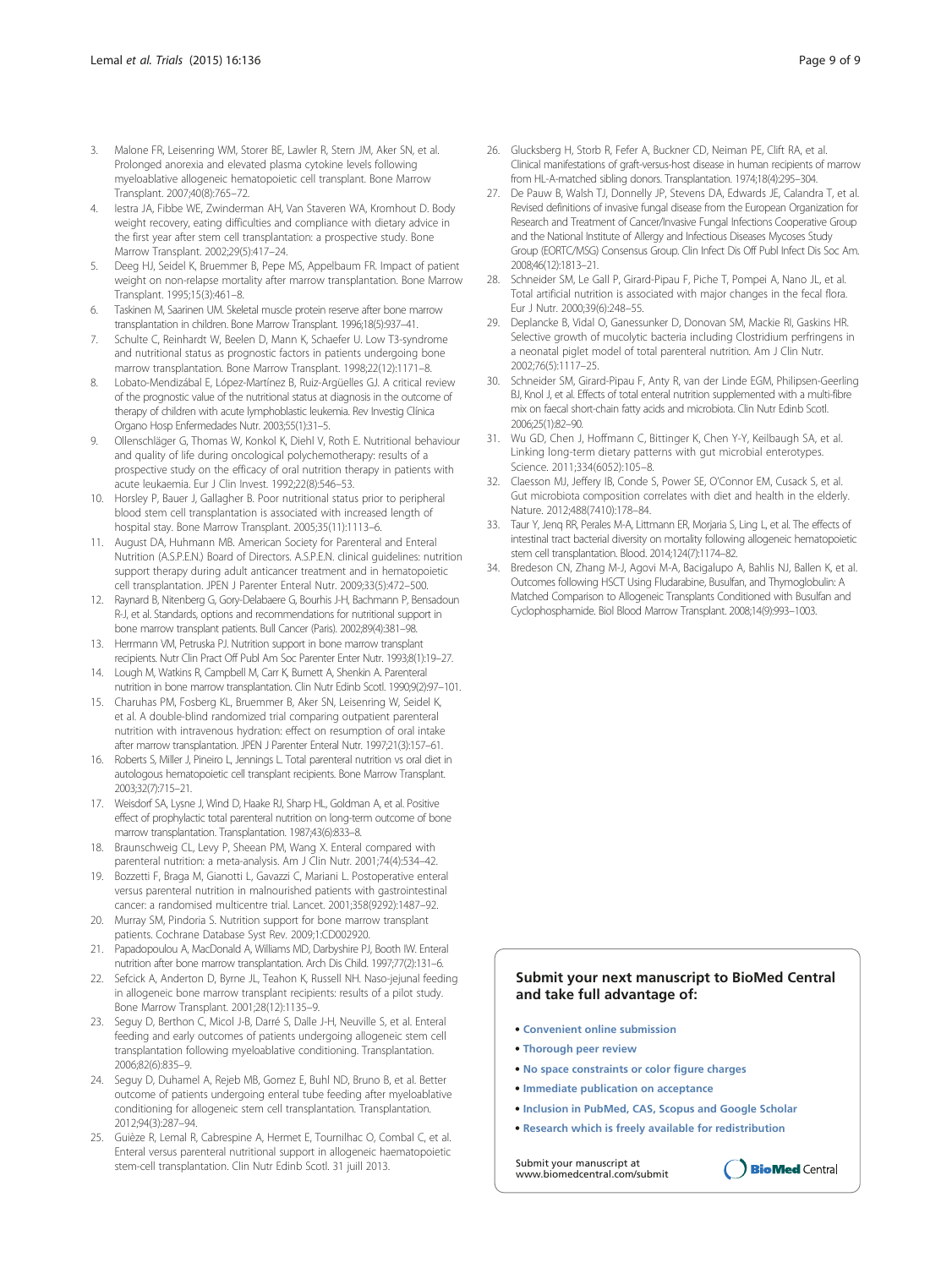3. Malone FR, Leisenring WM, Storer BE, Lawler R, Stern JM, Aker SN, et al. Prolonged anorexia and elevated plasma cytokine levels following myeloablative allogeneic hematopoietic cell transplant. Bone Marrow Transplant. 2007;40(8):765–72.
4. Iestra JA, Fibbe WE, Zwinderman AH, Van Staveren WA, Kromhout D. Body weight recovery, eating difficulties and compliance with dietary advice in the first year after stem cell transplantation: a prospective study. Bone Marrow Transplant. 2002;29(5):417–24.
5. Deeg HJ, Seidel K, Bruemmer B, Pepe MS, Appelbaum FR. Impact of patient weight on non-relapse mortality after marrow transplantation. Bone Marrow Transplant. 1995;15(3):461–8.
6. Taskinen M, Saarinen UM. Skeletal muscle protein reserve after bone marrow transplantation in children. Bone Marrow Transplant. 1996;18(5):937–41.
7. Schulte C, Reinhardt W, Beelen D, Mann K, Schaefer U. Low T3-syndrome and nutritional status as prognostic factors in patients undergoing bone marrow transplantation. Bone Marrow Transplant. 1998;22(12):1171–8.
8. Lobato-Mendizábal E, López-Martínez B, Ruiz-Argüelles GJ. A critical review of the prognostic value of the nutritional status at diagnosis in the outcome of therapy of children with acute lymphoblastic leukemia. Rev Investig Clínica Organo Hosp Enfermedades Nutr. 2003;55(1):31–5.
9. Ollenschläger G, Thomas W, Konkol K, Diehl V, Roth E. Nutritional behaviour and quality of life during oncological polychemotherapy: results of a prospective study on the efficacy of oral nutrition therapy in patients with acute leukaemia. Eur J Clin Invest. 1992;22(8):546–53.
10. Horsley P, Bauer J, Gallagher B. Poor nutritional status prior to peripheral blood stem cell transplantation is associated with increased length of hospital stay. Bone Marrow Transplant. 2005;35(11):1113–6.
11. August DA, Huhmann MB. American Society for Parenteral and Enteral Nutrition (A.S.P.E.N.) Board of Directors. A.S.P.E.N. clinical guidelines: nutrition support therapy during adult anticancer treatment and in hematopoietic cell transplantation. JPEN J Parenter Enteral Nutr. 2009;33(5):472–500.
12. Raynard B, Nitenberg G, Gory-Delabaere G, Bourhis J-H, Bachmann P, Bensadoun R-J, et al. Standards, options and recommendations for nutritional support in bone marrow transplant patients. Bull Cancer (Paris). 2002;89(4):381–98.
13. Herrmann VM, Petruska PJ. Nutrition support in bone marrow transplant recipients. Nutr Clin Pract Off Publ Am Soc Parenter Enter Nutr. 1993;8(1):19–27.
14. Lough M, Watkins R, Campbell M, Carr K, Burnett A, Shenkin A. Parenteral nutrition in bone marrow transplantation. Clin Nutr Edinb Scotl. 1990;9(2):97–101.
15. Charuhas PM, Fosberg KL, Bruemmer B, Aker SN, Leisenring W, Seidel K, et al. A double-blind randomized trial comparing outpatient parenteral nutrition with intravenous hydration: effect on resumption of oral intake after marrow transplantation. JPEN J Parenter Enteral Nutr. 1997;21(3):157–61.
16. Roberts S, Miller J, Pineiro L, Jennings L. Total parenteral nutrition vs oral diet in autologous hematopoietic cell transplant recipients. Bone Marrow Transplant. 2003;32(7):715–21.
17. Weisdorf SA, Lysne J, Wind D, Haake RJ, Sharp HL, Goldman A, et al. Positive effect of prophylactic total parenteral nutrition on long-term outcome of bone marrow transplantation. Transplantation. 1987;43(6):833–8.
18. Braunschweig CL, Levy P, Sheean PM, Wang X. Enteral compared with parenteral nutrition: a meta-analysis. Am J Clin Nutr. 2001;74(4):534–42.
19. Bozzetti F, Braga M, Gianotti L, Gavazzi C, Mariani L. Postoperative enteral versus parenteral nutrition in malnourished patients with gastrointestinal cancer: a randomised multicentre trial. Lancet. 2001;358(9292):1487–92.
20. Murray SM, Pindoria S. Nutrition support for bone marrow transplant patients. Cochrane Database Syst Rev. 2009;1:CD002920.
21. Papadopoulou A, MacDonald A, Williams MD, Darbyshire PJ, Booth IW. Enteral nutrition after bone marrow transplantation. Arch Dis Child. 1997;77(2):131–6.
22. Sefcick A, Anderton D, Byrne JL, Teahon K, Russell NH. Naso-jejunal feeding in allogeneic bone marrow transplant recipients: results of a pilot study. Bone Marrow Transplant. 2001;28(12):1135–9.
23. Seguy D, Berthon C, Micol J-B, Darré S, Dalle J-H, Neuville S, et al. Enteral feeding and early outcomes of patients undergoing allogeneic stem cell transplantation following myeloablative conditioning. Transplantation. 2006;82(6):835–9.
24. Seguy D, Duhamel A, Rejeb MB, Gomez E, Buhl ND, Bruno B, et al. Better outcome of patients undergoing enteral tube feeding after myeloablative conditioning for allogeneic stem cell transplantation. Transplantation. 2012;94(3):287–94.
25. Guièze R, Lemal R, Cabrespine A, Hermet E, Tournilhac O, Combal C, et al. Enteral versus parenteral nutritional support in allogeneic haematopoietic stem-cell transplantation. Clin Nutr Edinb Scotl. 31 juill 2013.
26. Glucksberg H, Storb R, Fefer A, Buckner CD, Neiman PE, Clift RA, et al. Clinical manifestations of graft-versus-host disease in human recipients of marrow from HL-A-matched sibling donors. Transplantation. 1974;18(4):295–304.
27. De Pauw B, Walsh TJ, Donnelly JP, Stevens DA, Edwards JE, Calandra T, et al. Revised definitions of invasive fungal disease from the European Organization for Research and Treatment of Cancer/Invasive Fungal Infections Cooperative Group and the National Institute of Allergy and Infectious Diseases Mycoses Study Group (EORTC/MSG) Consensus Group. Clin Infect Dis Off Publ Infect Dis Soc Am. 2008;46(12):1813–21.
28. Schneider SM, Le Gall P, Girard-Pipau F, Piche T, Pompei A, Nano JL, et al. Total artificial nutrition is associated with major changes in the fecal flora. Eur J Nutr. 2000;39(6):248–55.
29. Deplancke B, Vidal O, Ganessunker D, Donovan SM, Mackie RI, Gaskins HR. Selective growth of mucolytic bacteria including Clostridium perfringens in a neonatal piglet model of total parenteral nutrition. Am J Clin Nutr. 2002;76(5):1117–25.
30. Schneider SM, Girard-Pipau F, Anty R, van der Linde EGM, Philipsen-Geerling BJ, Knol J, et al. Effects of total enteral nutrition supplemented with a multi-fibre mix on faecal short-chain fatty acids and microbiota. Clin Nutr Edinb Scotl. 2006;25(1):82–90.
31. Wu GD, Chen J, Hoffmann C, Bittinger K, Chen Y-Y, Keilbaugh SA, et al. Linking long-term dietary patterns with gut microbial enterotypes. Science. 2011;334(6052):105–8.
32. Claesson MJ, Jeffery IB, Conde S, Power SE, O'Connor EM, Cusack S, et al. Gut microbiota composition correlates with diet and health in the elderly. Nature. 2012;488(7410):178–84.
33. Taur Y, Jenq RR, Perales M-A, Littmann ER, Morjaria S, Ling L, et al. The effects of intestinal tract bacterial diversity on mortality following allogeneic hematopoietic stem cell transplantation. Blood. 2014;124(7):1174–82.
34. Bredeson CN, Zhang M-J, Agovi M-A, Bacigalupo A, Bahlis NJ, Ballen K, et al. Outcomes following HSCT Using Fludarabine, Busulfan, and Thymoglobulin: A Matched Comparison to Allogeneic Transplants Conditioned with Busulfan and Cyclophosphamide. Biol Blood Marrow Transplant. 2008;14(9):993–1003.

**Submit your next manuscript to BioMed Central and take full advantage of:**

- **Convenient online submission**
- **Thorough peer review**
- **No space constraints or color figure charges**
- **Immediate publication on acceptance**
- **Inclusion in PubMed, CAS, Scopus and Google Scholar**
- **Research which is freely available for redistribution**

Submit your manuscript at www.biomedcentral.com/submit

BioMed Central